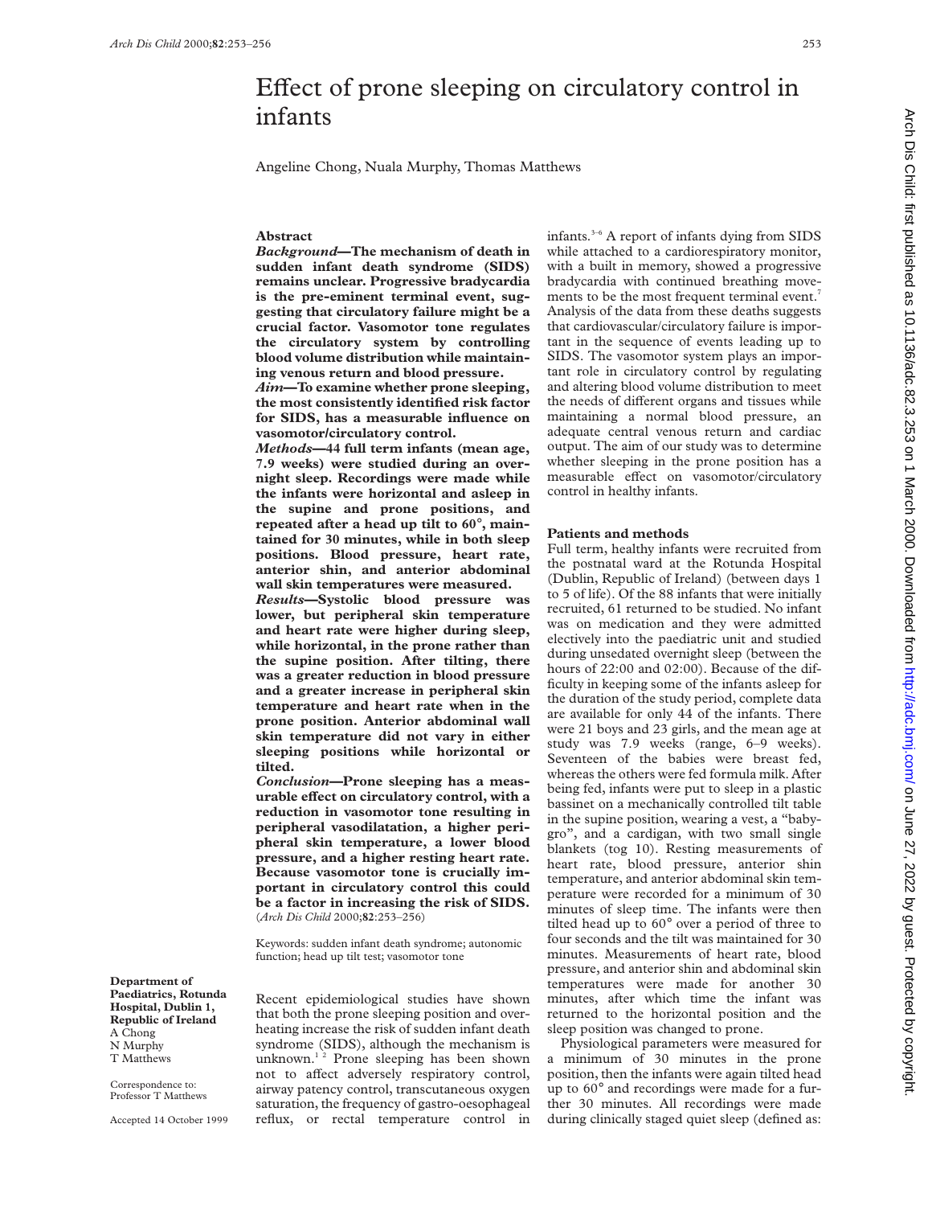# Effect of prone sleeping on circulatory control in infants

Angeline Chong, Nuala Murphy, Thomas Matthews

## Abstract

***Background*—The mechanism of death in sudden infant death syndrome (SIDS) remains unclear. Progressive bradycardia is the pre-eminent terminal event, suggesting that circulatory failure might be a crucial factor. Vasomotor tone regulates the circulatory system by controlling blood volume distribution while maintaining venous return and blood pressure.**

***Aim*—To examine whether prone sleeping, the most consistently identified risk factor for SIDS, has a measurable influence on vasomotor/circulatory control.**

***Methods*—44 full term infants (mean age, 7.9 weeks) were studied during an overnight sleep. Recordings were made while the infants were horizontal and asleep in the supine and prone positions, and repeated after a head up tilt to 60°, maintained for 30 minutes, while in both sleep positions. Blood pressure, heart rate, anterior shin, and anterior abdominal wall skin temperatures were measured.**

***Results*—Systolic blood pressure was lower, but peripheral skin temperature and heart rate were higher during sleep, while horizontal, in the prone rather than the supine position. After tilting, there was a greater reduction in blood pressure and a greater increase in peripheral skin temperature and heart rate when in the prone position. Anterior abdominal wall skin temperature did not vary in either sleeping positions while horizontal or tilted.**

***Conclusion*—Prone sleeping has a measurable effect on circulatory control, with a reduction in vasomotor tone resulting in peripheral vasodilatation, a higher peripheral skin temperature, a lower blood pressure, and a higher resting heart rate. Because vasomotor tone is crucially important in circulatory control this could be a factor in increasing the risk of SIDS.**
(*Arch Dis Child* 2000;**82**:253–256)

Keywords: sudden infant death syndrome; autonomic function; head up tilt test; vasomotor tone

**Department of Paediatrics, Rotunda Hospital, Dublin 1, Republic of Ireland**
A Chong
N Murphy
T Matthews

Correspondence to: Professor T Matthews

Accepted 14 October 1999

Recent epidemiological studies have shown that both the prone sleeping position and overheating increase the risk of sudden infant death syndrome (SIDS), although the mechanism is unknown.[1 2] Prone sleeping has been shown not to affect adversely respiratory control, airway patency control, transcutaneous oxygen saturation, the frequency of gastro-oesophageal reflux, or rectal temperature control in infants.[3–6] A report of infants dying from SIDS while attached to a cardiorespiratory monitor, with a built in memory, showed a progressive bradycardia with continued breathing movements to be the most frequent terminal event.[7] Analysis of the data from these deaths suggests that cardiovascular/circulatory failure is important in the sequence of events leading up to SIDS. The vasomotor system plays an important role in circulatory control by regulating and altering blood volume distribution to meet the needs of different organs and tissues while maintaining a normal blood pressure, an adequate central venous return and cardiac output. The aim of our study was to determine whether sleeping in the prone position has a measurable effect on vasomotor/circulatory control in healthy infants.

## Patients and methods

Full term, healthy infants were recruited from the postnatal ward at the Rotunda Hospital (Dublin, Republic of Ireland) (between days 1 to 5 of life). Of the 88 infants that were initially recruited, 61 returned to be studied. No infant was on medication and they were admitted electively into the paediatric unit and studied during unsedated overnight sleep (between the hours of 22:00 and 02:00). Because of the difficulty in keeping some of the infants asleep for the duration of the study period, complete data are available for only 44 of the infants. There were 21 boys and 23 girls, and the mean age at study was 7.9 weeks (range, 6–9 weeks). Seventeen of the babies were breast fed, whereas the others were fed formula milk. After being fed, infants were put to sleep in a plastic bassinet on a mechanically controlled tilt table in the supine position, wearing a vest, a "babygro", and a cardigan, with two small single blankets (tog 10). Resting measurements of heart rate, blood pressure, anterior shin temperature, and anterior abdominal skin temperature were recorded for a minimum of 30 minutes of sleep time. The infants were then tilted head up to 60° over a period of three to four seconds and the tilt was maintained for 30 minutes. Measurements of heart rate, blood pressure, and anterior shin and abdominal skin temperatures were made for another 30 minutes, after which time the infant was returned to the horizontal position and the sleep position was changed to prone.

Physiological parameters were measured for a minimum of 30 minutes in the prone position, then the infants were again tilted head up to 60° and recordings were made for a further 30 minutes. All recordings were made during clinically staged quiet sleep (defined as: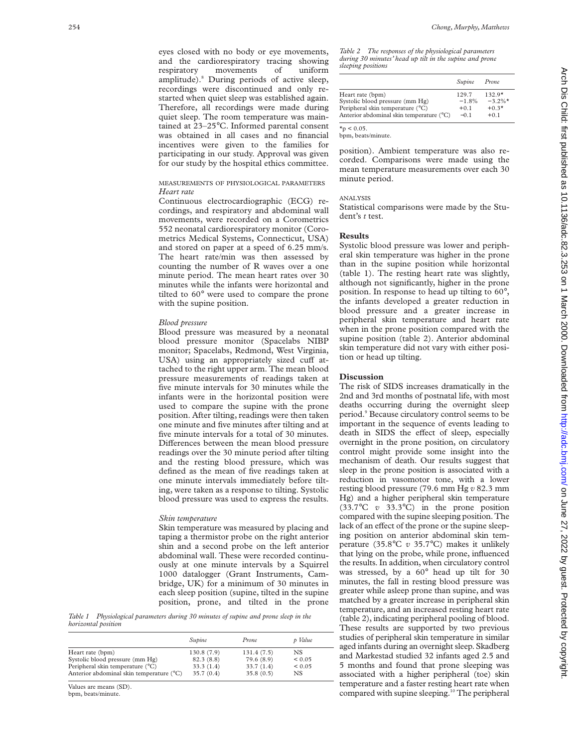eyes closed with no body or eye movements, and the cardiorespiratory tracing showing respiratory movements of uniform amplitude).[8] During periods of active sleep, recordings were discontinued and only restarted when quiet sleep was established again. Therefore, all recordings were made during quiet sleep. The room temperature was maintained at 23–25°C. Informed parental consent was obtained in all cases and no financial incentives were given to the families for participating in our study. Approval was given for our study by the hospital ethics committee.

MEASUREMENTS OF PHYSIOLOGICAL PARAMETERS

*Heart rate*

Continuous electrocardiographic (ECG) recordings, and respiratory and abdominal wall movements, were recorded on a Corometrics 552 neonatal cardiorespiratory monitor (Corometrics Medical Systems, Connecticut, USA) and stored on paper at a speed of 6.25 mm/s. The heart rate/min was then assessed by counting the number of R waves over a one minute period. The mean heart rates over 30 minutes while the infants were horizontal and tilted to 60° were used to compare the prone with the supine position.

*Blood pressure*

Blood pressure was measured by a neonatal blood pressure monitor (Spacelabs NIBP monitor; Spacelabs, Redmond, West Virginia, USA) using an appropriately sized cuff attached to the right upper arm. The mean blood pressure measurements of readings taken at five minute intervals for 30 minutes while the infants were in the horizontal position were used to compare the supine with the prone position. After tilting, readings were then taken one minute and five minutes after tilting and at five minute intervals for a total of 30 minutes. Differences between the mean blood pressure readings over the 30 minute period after tilting and the resting blood pressure, which was defined as the mean of five readings taken at one minute intervals immediately before tilting, were taken as a response to tilting. Systolic blood pressure was used to express the results.

*Skin temperature*

Skin temperature was measured by placing and taping a thermistor probe on the right anterior shin and a second probe on the left anterior abdominal wall. These were recorded continuously at one minute intervals by a Squirrel 1000 datalogger (Grant Instruments, Cambridge, UK) for a minimum of 30 minutes in each sleep position (supine, tilted in the supine position, prone, and tilted in the prone position). Ambient temperature was also recorded. Comparisons were made using the mean temperature measurements over each 30 minute period.

*Table 1 Physiological parameters during 30 minutes of supine and prone sleep in the horizontal position*

| | Supine | Prone | p Value |
|---|---|---|---|
| Heart rate (bpm) | 130.8 (7.9) | 131.4 (7.5) | NS |
| Systolic blood pressure (mm Hg) | 82.3 (8.8) | 79.6 (8.9) | < 0.05 |
| Peripheral skin temperature (°C) | 33.3 (1.4) | 33.7 (1.4) | < 0.05 |
| Anterior abdominal skin temperature (°C) | 35.7 (0.4) | 35.8 (0.5) | NS |

Values are means (SD).
bpm, beats/minute.

*Table 2 The responses of the physiological parameters during 30 minutes' head up tilt in the supine and prone sleeping positions*

| | Supine | Prone |
|---|---|---|
| Heart rate (bpm) | 129.7 | 132.9* |
| Systolic blood pressure (mm Hg) | −1.8% | −3.2%* |
| Peripheral skin temperature (°C) | +0.1 | +0.3* |
| Anterior abdominal skin temperature (°C) | −0.1 | +0.1 |

*$p < 0.05$.
bpm, beats/minute.

ANALYSIS

Statistical comparisons were made by the Student's *t* test.

## Results

Systolic blood pressure was lower and peripheral skin temperature was higher in the prone than in the supine position while horizontal (table 1). The resting heart rate was slightly, although not significantly, higher in the prone position. In response to head up tilting to 60°, the infants developed a greater reduction in blood pressure and a greater increase in peripheral skin temperature and heart rate when in the prone position compared with the supine position (table 2). Anterior abdominal skin temperature did not vary with either position or head up tilting.

## Discussion

The risk of SIDS increases dramatically in the 2nd and 3rd months of postnatal life, with most deaths occurring during the overnight sleep period.[9] Because circulatory control seems to be important in the sequence of events leading to death in SIDS the effect of sleep, especially overnight in the prone position, on circulatory control might provide some insight into the mechanism of death. Our results suggest that sleep in the prone position is associated with a reduction in vasomotor tone, with a lower resting blood pressure (79.6 mm Hg *v* 82.3 mm Hg) and a higher peripheral skin temperature (33.7°C *v* 33.3°C) in the prone position compared with the supine sleeping position. The lack of an effect of the prone or the supine sleeping position on anterior abdominal skin temperature (35.8°C *v* 35.7°C) makes it unlikely that lying on the probe, while prone, influenced the results. In addition, when circulatory control was stressed, by a 60° head up tilt for 30 minutes, the fall in resting blood pressure was greater while asleep prone than supine, and was matched by a greater increase in peripheral skin temperature, and an increased resting heart rate (table 2), indicating peripheral pooling of blood. These results are supported by two previous studies of peripheral skin temperature in similar aged infants during an overnight sleep. Skadberg and Markestad studied 32 infants aged 2.5 and 5 months and found that prone sleeping was associated with a higher peripheral (toe) skin temperature and a faster resting heart rate when compared with supine sleeping.[10] The peripheral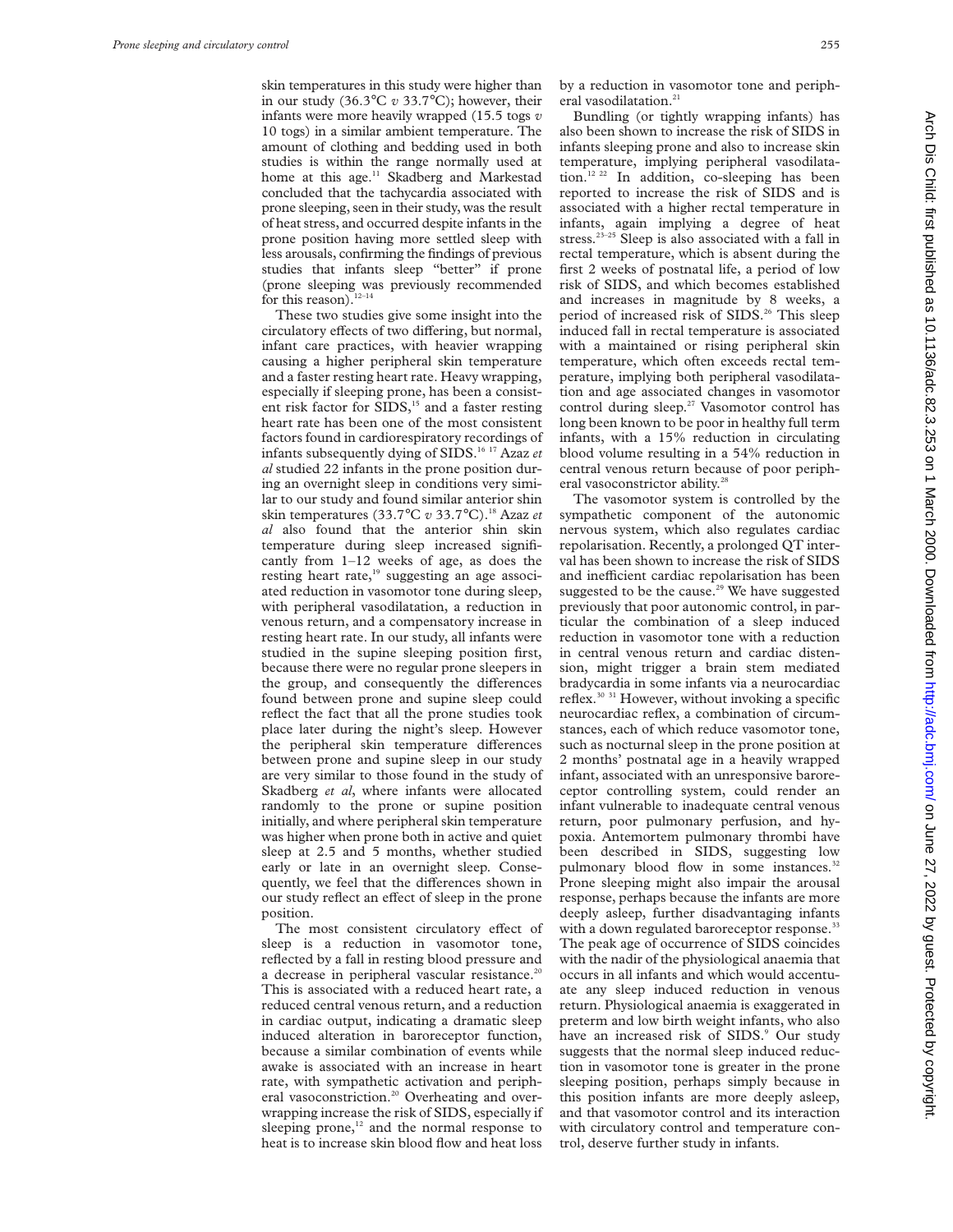skin temperatures in this study were higher than in our study (36.3°C *v* 33.7°C); however, their infants were more heavily wrapped (15.5 togs *v* 10 togs) in a similar ambient temperature. The amount of clothing and bedding used in both studies is within the range normally used at home at this age.[11] Skadberg and Markestad concluded that the tachycardia associated with prone sleeping, seen in their study, was the result of heat stress, and occurred despite infants in the prone position having more settled sleep with less arousals, confirming the findings of previous studies that infants sleep "better" if prone (prone sleeping was previously recommended for this reason).[12–14]

These two studies give some insight into the circulatory effects of two differing, but normal, infant care practices, with heavier wrapping causing a higher peripheral skin temperature and a faster resting heart rate. Heavy wrapping, especially if sleeping prone, has been a consistent risk factor for SIDS,[15] and a faster resting heart rate has been one of the most consistent factors found in cardiorespiratory recordings of infants subsequently dying of SIDS.[16 17] Azaz *et al* studied 22 infants in the prone position during an overnight sleep in conditions very similar to our study and found similar anterior shin skin temperatures (33.7°C *v* 33.7°C).[18] Azaz *et al* also found that the anterior shin skin temperature during sleep increased significantly from 1–12 weeks of age, as does the resting heart rate,[19] suggesting an age associated reduction in vasomotor tone during sleep, with peripheral vasodilatation, a reduction in venous return, and a compensatory increase in resting heart rate. In our study, all infants were studied in the supine sleeping position first, because there were no regular prone sleepers in the group, and consequently the differences found between prone and supine sleep could reflect the fact that all the prone studies took place later during the night's sleep. However the peripheral skin temperature differences between prone and supine sleep in our study are very similar to those found in the study of Skadberg *et al*, where infants were allocated randomly to the prone or supine position initially, and where peripheral skin temperature was higher when prone both in active and quiet sleep at 2.5 and 5 months, whether studied early or late in an overnight sleep. Consequently, we feel that the differences shown in our study reflect an effect of sleep in the prone position.

The most consistent circulatory effect of sleep is a reduction in vasomotor tone, reflected by a fall in resting blood pressure and a decrease in peripheral vascular resistance.[20] This is associated with a reduced heart rate, a reduced central venous return, and a reduction in cardiac output, indicating a dramatic sleep induced alteration in baroreceptor function, because a similar combination of events while awake is associated with an increase in heart rate, with sympathetic activation and peripheral vasoconstriction.[20] Overheating and overwrapping increase the risk of SIDS, especially if sleeping prone,[12] and the normal response to heat is to increase skin blood flow and heat loss by a reduction in vasomotor tone and peripheral vasodilatation.[21]

Bundling (or tightly wrapping infants) has also been shown to increase the risk of SIDS in infants sleeping prone and also to increase skin temperature, implying peripheral vasodilatation.[12 22] In addition, co-sleeping has been reported to increase the risk of SIDS and is associated with a higher rectal temperature in infants, again implying a degree of heat stress.[23–25] Sleep is also associated with a fall in rectal temperature, which is absent during the first 2 weeks of postnatal life, a period of low risk of SIDS, and which becomes established and increases in magnitude by 8 weeks, a period of increased risk of SIDS.[26] This sleep induced fall in rectal temperature is associated with a maintained or rising peripheral skin temperature, which often exceeds rectal temperature, implying both peripheral vasodilatation and age associated changes in vasomotor control during sleep.[27] Vasomotor control has long been known to be poor in healthy full term infants, with a 15% reduction in circulating blood volume resulting in a 54% reduction in central venous return because of poor peripheral vasoconstrictor ability.[28]

The vasomotor system is controlled by the sympathetic component of the autonomic nervous system, which also regulates cardiac repolarisation. Recently, a prolonged QT interval has been shown to increase the risk of SIDS and inefficient cardiac repolarisation has been suggested to be the cause.[29] We have suggested previously that poor autonomic control, in particular the combination of a sleep induced reduction in vasomotor tone with a reduction in central venous return and cardiac distension, might trigger a brain stem mediated bradycardia in some infants via a neurocardiac reflex.[30 31] However, without invoking a specific neurocardiac reflex, a combination of circumstances, each of which reduce vasomotor tone, such as nocturnal sleep in the prone position at 2 months' postnatal age in a heavily wrapped infant, associated with an unresponsive baroreceptor controlling system, could render an infant vulnerable to inadequate central venous return, poor pulmonary perfusion, and hypoxia. Antemortem pulmonary thrombi have been described in SIDS, suggesting low pulmonary blood flow in some instances.[32] Prone sleeping might also impair the arousal response, perhaps because the infants are more deeply asleep, further disadvantaging infants with a down regulated baroreceptor response.[33] The peak age of occurrence of SIDS coincides with the nadir of the physiological anaemia that occurs in all infants and which would accentuate any sleep induced reduction in venous return. Physiological anaemia is exaggerated in preterm and low birth weight infants, who also have an increased risk of SIDS.[9] Our study suggests that the normal sleep induced reduction in vasomotor tone is greater in the prone sleeping position, perhaps simply because in this position infants are more deeply asleep, and that vasomotor control and its interaction with circulatory control and temperature control, deserve further study in infants.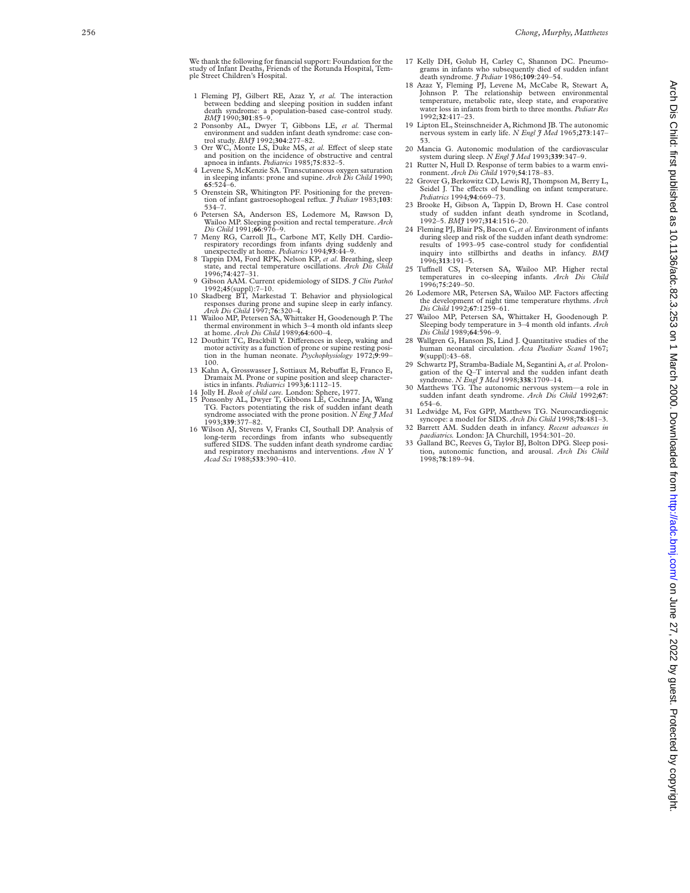We thank the following for financial support: Foundation for the study of Infant Deaths, Friends of the Rotunda Hospital, Temple Street Children's Hospital.

1. Fleming PJ, Gilbert RE, Azaz Y, *et al.* The interaction between bedding and sleeping position in sudden infant death syndrome: a population-based case-control study. *BMJ* 1990;**301**:85–9.
2. Ponsonby AL, Dwyer T, Gibbons LE, *et al.* Thermal environment and sudden infant death syndrome: case control study. *BMJ* 1992;**304**:277–82.
3. Orr WC, Monte LS, Duke MS, *et al.* Effect of sleep state and position on the incidence of obstructive and central apnoea in infants. *Pediatrics* 1985;**75**:832–5.
4. Levene S, McKenzie SA. Transcutaneous oxygen saturation in sleeping infants: prone and supine. *Arch Dis Child* 1990; **65**:524–6.
5. Orenstein SR, Whitington PF. Positioning for the prevention of infant gastroesophogeal reflux. *J Pediatr* 1983;**103**: 534–7.
6. Petersen SA, Anderson ES, Lodemore M, Rawson D, Wailoo MP. Sleeping position and rectal temperature. *Arch Dis Child* 1991;**66**:976–9.
7. Meny RG, Carroll JL, Carbone MT, Kelly DH. Cardiorespiratory recordings from infants dying suddenly and unexpectedly at home. *Pediatrics* 1994;**93**:44–9.
8. Tappin DM, Ford RPK, Nelson KP, *et al.* Breathing, sleep state, and rectal temperature oscillations. *Arch Dis Child* 1996;**74**:427–31.
9. Gibson AAM. Current epidemiology of SIDS. *J Clin Pathol* 1992;**45**(suppl):7–10.
10. Skadberg BT, Markestad T. Behavior and physiological responses during prone and supine sleep in early infancy. *Arch Dis Child* 1997;**76**:320–4.
11. Wailoo MP, Petersen SA, Whittaker H, Goodenough P. The thermal environment in which 3–4 month old infants sleep at home. *Arch Dis Child* 1989;**64**:600–4.
12. Douthitt TC, Brackbill Y. Differences in sleep, waking and motor activity as a function of prone or supine resting position in the human neonate. *Psychophysiology* 1972;**9**:99–100.
13. Kahn A, Grosswasser J, Sottiaux M, Rebuffat E, Franco E, Dramaix M. Prone or supine position and sleep characteristics in infants. *Pediatrics* 1993;**6**:1112–15.
14. Jolly H. *Book of child care.* London: Sphere, 1977.
15. Ponsonby AL, Dwyer T, Gibbons LE, Cochrane JA, Wang TG. Factors potentiating the risk of sudden infant death syndrome associated with the prone position. *N Eng J Med* 1993;**339**:377–82.
16. Wilson AJ, Stevens V, Franks CI, Southall DP. Analysis of long-term recordings from infants who subsequently suffered SIDS. The sudden infant death syndrome cardiac and respiratory mechanisms and interventions. *Ann N Y Acad Sci* 1988;**533**:390–410.
17. Kelly DH, Golub H, Carley C, Shannon DC. Pneumograms in infants who subsequently died of sudden infant death syndrome. *J Pediatr* 1986;**109**:249–54.
18. Azaz Y, Fleming PJ, Levene M, McCabe R, Stewart A, Johnson P. The relationship between environmental temperature, metabolic rate, sleep state, and evaporative water loss in infants from birth to three months. *Pediatr Res* 1992;**32**:417–23.
19. Lipton EL, Steinschneider A, Richmond JB. The autonomic nervous system in early life. *N Engl J Med* 1965;**273**:147–53.
20. Mancia G. Autonomic modulation of the cardiovascular system during sleep. *N Engl J Med* 1993;**339**:347–9.
21. Rutter N, Hull D. Response of term babies to a warm environment. *Arch Dis Child* 1979;**54**:178–83.
22. Grover G, Berkowitz CD, Lewis RJ, Thompson M, Berry L, Seidel J. The effects of bundling on infant temperature. *Pediatrics* 1994;**94**:669–73.
23. Brooke H, Gibson A, Tappin D, Brown H. Case control study of sudden infant death syndrome in Scotland, 1992–5. *BMJ* 1997;**314**:1516–20.
24. Fleming PJ, Blair PS, Bacon C, *et al.* Environment of infants during sleep and risk of the sudden infant death syndrome: results of 1993–95 case-control study for confidential inquiry into stillbirths and deaths in infancy. *BMJ* 1996;**313**:191–5.
25. Tuffnell CS, Petersen SA, Wailoo MP. Higher rectal temperatures in co-sleeping infants. *Arch Dis Child* 1996;**75**:249–50.
26. Lodemore MR, Petersen SA, Wailoo MP. Factors affecting the development of night time temperature rhythms. *Arch Dis Child* 1992;**67**:1259–61.
27. Wailoo MP, Petersen SA, Whittaker H, Goodenough P. Sleeping body temperature in 3–4 month old infants. *Arch Dis Child* 1989;**64**:596–9.
28. Wallgren G, Hanson JS, Lind J. Quantitative studies of the human neonatal circulation. *Acta Paediatr Scand* 1967; **9**(suppl):43–68.
29. Schwartz PJ, Stramba-Badiale M, Segantini A, *et al.* Prolongation of the Q–T interval and the sudden infant death syndrome. *N Engl J Med* 1998;**338**:1709–14.
30. Matthews TG. The autonomic nervous system—a role in sudden infant death syndrome. *Arch Dis Child* 1992;**67**: 654–6.
31. Ledwidge M, Fox GPP, Matthews TG. Neurocardiogenic syncope: a model for SIDS. *Arch Dis Child* 1998;**78**:481–3.
32. Barrett AM. Sudden death in infancy. *Recent advances in paediatrics.* London: JA Churchill, 1954:301–20.
33. Galland BC, Reeves G, Taylor BJ, Bolton DPG. Sleep position, autonomic function, and arousal. *Arch Dis Child* 1998;**78**:189–94.